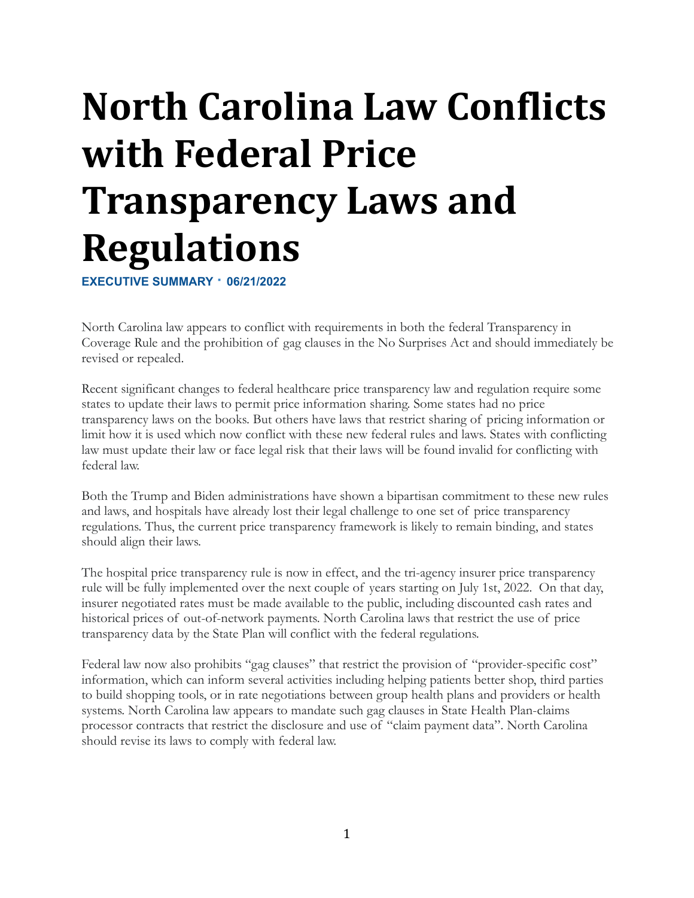# North Carolina Law Conflicts with Federal Price Transparency Laws and Regulations

**EXECUTIVE SUMMARY · 06/21/2022**

North Carolina law appears to conflict with requirements in both the federal Transparency in Coverage Rule and the prohibition of gag clauses in the No Surprises Act and should immediately be revised or repealed.

Recent significant changes to federal healthcare price transparency law and regulation require some states to update their laws to permit price information sharing. Some states had no price transparency laws on the books. But others have laws that restrict sharing of pricing information or limit how it is used which now conflict with these new federal rules and laws. States with conflicting law must update their law or face legal risk that their laws will be found invalid for conflicting with federal law.

Both the Trump and Biden administrations have shown a bipartisan commitment to these new rules and laws, and hospitals have already lost their legal challenge to one set of price transparency regulations. Thus, the current price transparency framework is likely to remain binding, and states should align their laws.

The hospital price transparency rule is now in effect, and the tri-agency insurer price transparency rule will be fully implemented over the next couple of years starting on July 1st, 2022. On that day, insurer negotiated rates must be made available to the public, including discounted cash rates and historical prices of out-of-network payments. North Carolina laws that restrict the use of price transparency data by the State Plan will conflict with the federal regulations.

Federal law now also prohibits "gag clauses" that restrict the provision of "provider-specific cost" information, which can inform several activities including helping patients better shop, third parties to build shopping tools, or in rate negotiations between group health plans and providers or health systems. North Carolina law appears to mandate such gag clauses in State Health Plan-claims processor contracts that restrict the disclosure and use of "claim payment data". North Carolina should revise its laws to comply with federal law.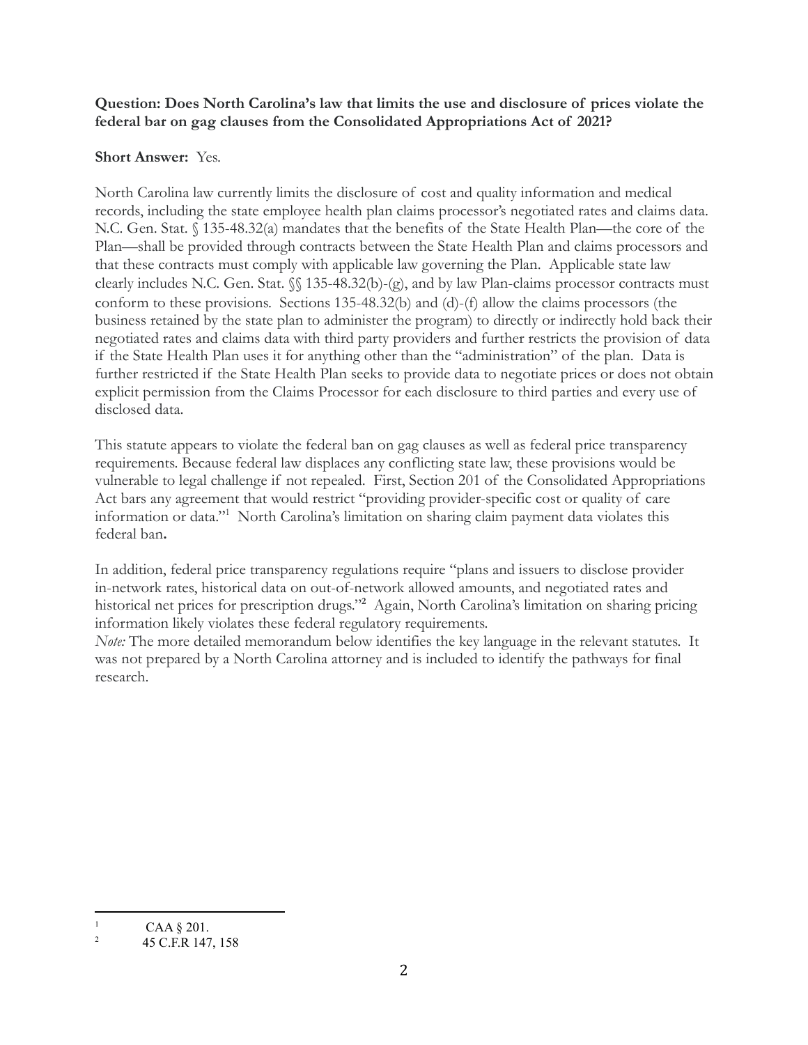**Question: Does North Carolina's law that limits the use and disclosure of prices violate the federal bar on gag clauses from the Consolidated Appropriations Act of 2021?**

**Short Answer:** Yes.

North Carolina law currently limits the disclosure of cost and quality information and medical records, including the state employee health plan claims processor's negotiated rates and claims data. N.C. Gen. Stat. § 135-48.32(a) mandates that the benefits of the State Health Plan—the core of the Plan—shall be provided through contracts between the State Health Plan and claims processors and that these contracts must comply with applicable law governing the Plan. Applicable state law clearly includes N.C. Gen. Stat. §§ 135-48.32(b)-(g), and by law Plan-claims processor contracts must conform to these provisions. Sections 135-48.32(b) and (d)-(f) allow the claims processors (the business retained by the state plan to administer the program) to directly or indirectly hold back their negotiated rates and claims data with third party providers and further restricts the provision of data if the State Health Plan uses it for anything other than the "administration" of the plan. Data is further restricted if the State Health Plan seeks to provide data to negotiate prices or does not obtain explicit permission from the Claims Processor for each disclosure to third parties and every use of disclosed data.

This statute appears to violate the federal ban on gag clauses as well as federal price transparency requirements. Because federal law displaces any conflicting state law, these provisions would be vulnerable to legal challenge if not repealed. First, Section 201 of the Consolidated Appropriations Act bars any agreement that would restrict "providing provider-specific cost or quality of care information or data."[1] North Carolina's limitation on sharing claim payment data violates this federal ban**.**

In addition, federal price transparency regulations require "plans and issuers to disclose provider in-network rates, historical data on out-of-network allowed amounts, and negotiated rates and historical net prices for prescription drugs."[2] Again, North Carolina's limitation on sharing pricing information likely violates these federal regulatory requirements.

*Note:* The more detailed memorandum below identifies the key language in the relevant statutes. It was not prepared by a North Carolina attorney and is included to identify the pathways for final research.

---

[1] CAA § 201.

[2] 45 C.F.R 147, 158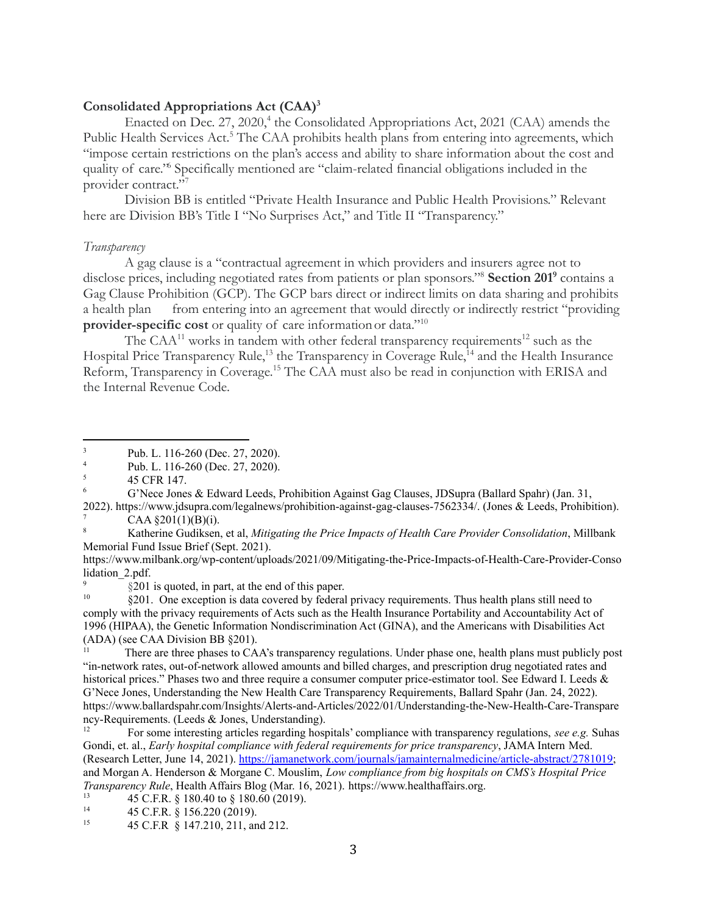**Consolidated Appropriations Act (CAA)[3]**

Enacted on Dec. 27, 2020,[4] the Consolidated Appropriations Act, 2021 (CAA) amends the Public Health Services Act.[5] The CAA prohibits health plans from entering into agreements, which "impose certain restrictions on the plan's access and ability to share information about the cost and quality of care."[6] Specifically mentioned are "claim-related financial obligations included in the provider contract."[7]

Division BB is entitled "Private Health Insurance and Public Health Provisions." Relevant here are Division BB's Title I "No Surprises Act," and Title II "Transparency."

*Transparency*

A gag clause is a "contractual agreement in which providers and insurers agree not to disclose prices, including negotiated rates from patients or plan sponsors."[8] **Section 201**[9] contains a Gag Clause Prohibition (GCP). The GCP bars direct or indirect limits on data sharing and prohibits a health plan from entering into an agreement that would directly or indirectly restrict "providing **provider-specific cost** or quality of care information or data."[10]

The CAA[11] works in tandem with other federal transparency requirements[12] such as the Hospital Price Transparency Rule,[13] the Transparency in Coverage Rule,[14] and the Health Insurance Reform, Transparency in Coverage.[15] The CAA must also be read in conjunction with ERISA and the Internal Revenue Code.

---

[3] Pub. L. 116-260 (Dec. 27, 2020).

[4] Pub. L. 116-260 (Dec. 27, 2020).

[5] 45 CFR 147.

[6] G'Nece Jones & Edward Leeds, Prohibition Against Gag Clauses, JDSupra (Ballard Spahr) (Jan. 31, 2022). https://www.jdsupra.com/legalnews/prohibition-against-gag-clauses-7562334/. (Jones & Leeds, Prohibition).

[7] CAA §201(1)(B)(i).

[8] Katherine Gudiksen, et al, *Mitigating the Price Impacts of Health Care Provider Consolidation*, Millbank Memorial Fund Issue Brief (Sept. 2021). https://www.milbank.org/wp-content/uploads/2021/09/Mitigating-the-Price-Impacts-of-Health-Care-Provider-Consolidation_2.pdf.

[9] §201 is quoted, in part, at the end of this paper.

[10] §201. One exception is data covered by federal privacy requirements. Thus health plans still need to comply with the privacy requirements of Acts such as the Health Insurance Portability and Accountability Act of 1996 (HIPAA), the Genetic Information Nondiscrimination Act (GINA), and the Americans with Disabilities Act (ADA) (see CAA Division BB §201).

[11] There are three phases to CAA's transparency regulations. Under phase one, health plans must publicly post "in-network rates, out-of-network allowed amounts and billed charges, and prescription drug negotiated rates and historical prices." Phases two and three require a consumer computer price-estimator tool. See Edward I. Leeds & G'Nece Jones, Understanding the New Health Care Transparency Requirements, Ballard Spahr (Jan. 24, 2022). https://www.ballardspahr.com/Insights/Alerts-and-Articles/2022/01/Understanding-the-New-Health-Care-Transparency-Requirements. (Leeds & Jones, Understanding).

[12] For some interesting articles regarding hospitals' compliance with transparency regulations, *see e.g.* Suhas Gondi, et. al., *Early hospital compliance with federal requirements for price transparency*, JAMA Intern Med. (Research Letter, June 14, 2021). https://jamanetwork.com/journals/jamainternalmedicine/article-abstract/2781019; and Morgan A. Henderson & Morgane C. Mouslim, *Low compliance from big hospitals on CMS's Hospital Price Transparency Rule*, Health Affairs Blog (Mar. 16, 2021). https://www.healthaffairs.org.

[13] 45 C.F.R. § 180.40 to § 180.60 (2019).

[14] 45 C.F.R. § 156.220 (2019).

[15] 45 C.F.R § 147.210, 211, and 212.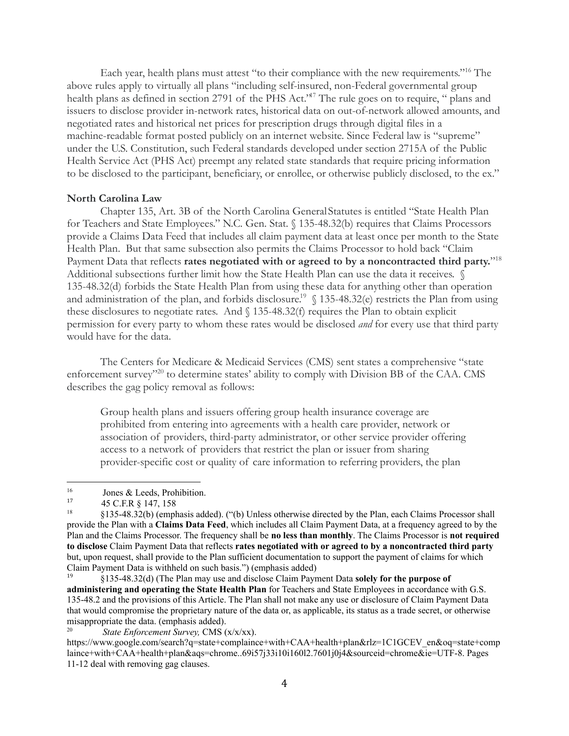Each year, health plans must attest "to their compliance with the new requirements."[16] The above rules apply to virtually all plans "including self-insured, non-Federal governmental group health plans as defined in section 2791 of the PHS Act."[17] The rule goes on to require, " plans and issuers to disclose provider in-network rates, historical data on out-of-network allowed amounts, and negotiated rates and historical net prices for prescription drugs through digital files in a machine-readable format posted publicly on an internet website. Since Federal law is "supreme" under the U.S. Constitution, such Federal standards developed under section 2715A of the Public Health Service Act (PHS Act) preempt any related state standards that require pricing information to be disclosed to the participant, beneficiary, or enrollee, or otherwise publicly disclosed, to the ex."

**North Carolina Law**

Chapter 135, Art. 3B of the North Carolina General Statutes is entitled "State Health Plan for Teachers and State Employees." N.C. Gen. Stat. § 135-48.32(b) requires that Claims Processors provide a Claims Data Feed that includes all claim payment data at least once per month to the State Health Plan. But that same subsection also permits the Claims Processor to hold back "Claim Payment Data that reflects **rates negotiated with or agreed to by a noncontracted third party.**"[18] Additional subsections further limit how the State Health Plan can use the data it receives. § 135-48.32(d) forbids the State Health Plan from using these data for anything other than operation and administration of the plan, and forbids disclosure.[19] § 135-48.32(e) restricts the Plan from using these disclosures to negotiate rates. And § 135-48.32(f) requires the Plan to obtain explicit permission for every party to whom these rates would be disclosed *and* for every use that third party would have for the data.

The Centers for Medicare & Medicaid Services (CMS) sent states a comprehensive "state enforcement survey"[20] to determine states' ability to comply with Division BB of the CAA. CMS describes the gag policy removal as follows:

> Group health plans and issuers offering group health insurance coverage are prohibited from entering into agreements with a health care provider, network or association of providers, third-party administrator, or other service provider offering access to a network of providers that restrict the plan or issuer from sharing provider-specific cost or quality of care information to referring providers, the plan

---

[16] Jones & Leeds, Prohibition.

[17] 45 C.F.R § 147, 158

[18] §135-48.32(b) (emphasis added). ("(b) Unless otherwise directed by the Plan, each Claims Processor shall provide the Plan with a **Claims Data Feed**, which includes all Claim Payment Data, at a frequency agreed to by the Plan and the Claims Processor. The frequency shall be **no less than monthly**. The Claims Processor is **not required to disclose** Claim Payment Data that reflects **rates negotiated with or agreed to by a noncontracted third party** but, upon request, shall provide to the Plan sufficient documentation to support the payment of claims for which Claim Payment Data is withheld on such basis.") (emphasis added)

[19] §135-48.32(d) (The Plan may use and disclose Claim Payment Data **solely for the purpose of administering and operating the State Health Plan** for Teachers and State Employees in accordance with G.S. 135-48.2 and the provisions of this Article. The Plan shall not make any use or disclosure of Claim Payment Data that would compromise the proprietary nature of the data or, as applicable, its status as a trade secret, or otherwise misappropriate the data. (emphasis added).

[20] *State Enforcement Survey,* CMS (x/x/xx). https://www.google.com/search?q=state+complaince+with+CAA+health+plan&rlz=1C1GCEV_en&oq=state+complaince+with+CAA+health+plan&aqs=chrome..69i57j33i10i160l2.7601j0j4&sourceid=chrome&ie=UTF-8. Pages 11-12 deal with removing gag clauses.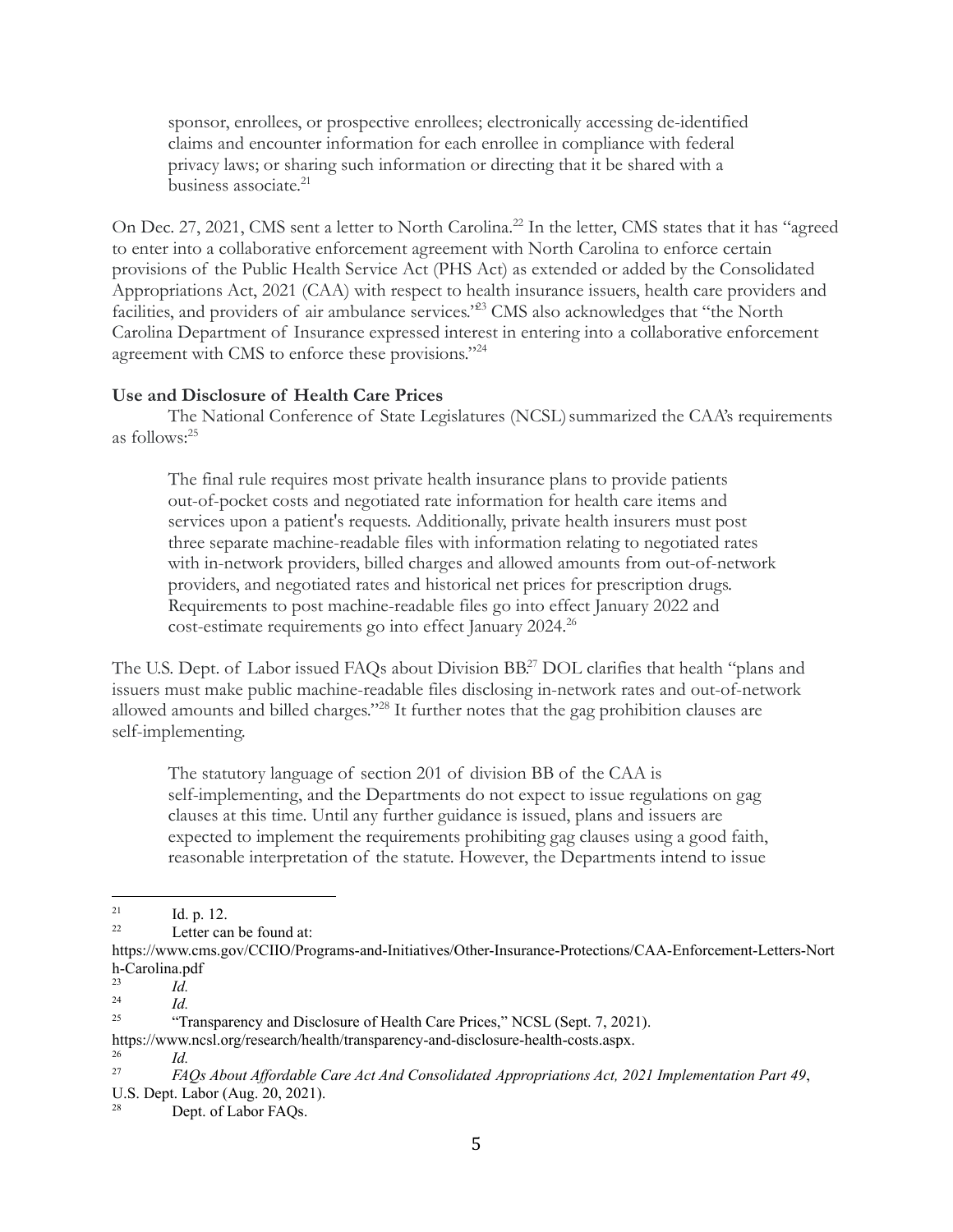> sponsor, enrollees, or prospective enrollees; electronically accessing de-identified claims and encounter information for each enrollee in compliance with federal privacy laws; or sharing such information or directing that it be shared with a business associate.[21]

On Dec. 27, 2021, CMS sent a letter to North Carolina.[22] In the letter, CMS states that it has "agreed to enter into a collaborative enforcement agreement with North Carolina to enforce certain provisions of the Public Health Service Act (PHS Act) as extended or added by the Consolidated Appropriations Act, 2021 (CAA) with respect to health insurance issuers, health care providers and facilities, and providers of air ambulance services."[23] CMS also acknowledges that "the North Carolina Department of Insurance expressed interest in entering into a collaborative enforcement agreement with CMS to enforce these provisions."[24]

**Use and Disclosure of Health Care Prices**

The National Conference of State Legislatures (NCSL) summarized the CAA's requirements as follows:[25]

> The final rule requires most private health insurance plans to provide patients out-of-pocket costs and negotiated rate information for health care items and services upon a patient's requests. Additionally, private health insurers must post three separate machine-readable files with information relating to negotiated rates with in-network providers, billed charges and allowed amounts from out-of-network providers, and negotiated rates and historical net prices for prescription drugs. Requirements to post machine-readable files go into effect January 2022 and cost-estimate requirements go into effect January 2024.[26]

The U.S. Dept. of Labor issued FAQs about Division BB.[27] DOL clarifies that health "plans and issuers must make public machine-readable files disclosing in-network rates and out-of-network allowed amounts and billed charges."[28] It further notes that the gag prohibition clauses are self-implementing.

> The statutory language of section 201 of division BB of the CAA is self-implementing, and the Departments do not expect to issue regulations on gag clauses at this time. Until any further guidance is issued, plans and issuers are expected to implement the requirements prohibiting gag clauses using a good faith, reasonable interpretation of the statute. However, the Departments intend to issue

---

[21] Id. p. 12.

[22] Letter can be found at: https://www.cms.gov/CCIIO/Programs-and-Initiatives/Other-Insurance-Protections/CAA-Enforcement-Letters-North-Carolina.pdf

[23] *Id.*

[24] *Id.*

[25] "Transparency and Disclosure of Health Care Prices," NCSL (Sept. 7, 2021). https://www.ncsl.org/research/health/transparency-and-disclosure-health-costs.aspx.

[26] *Id.*

[27] *FAQs About Affordable Care Act And Consolidated Appropriations Act, 2021 Implementation Part 49*, U.S. Dept. Labor (Aug. 20, 2021).

[28] Dept. of Labor FAQs.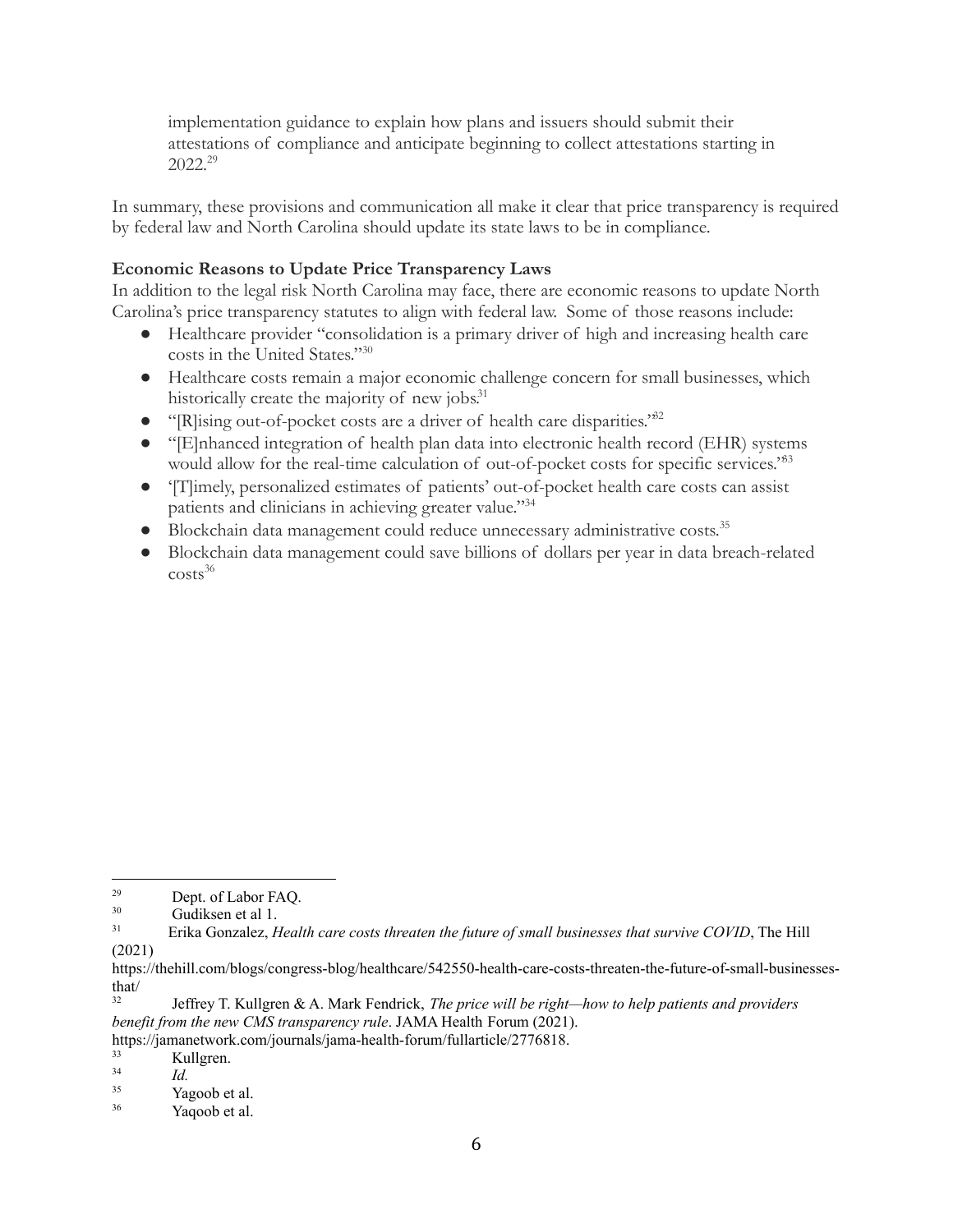implementation guidance to explain how plans and issuers should submit their attestations of compliance and anticipate beginning to collect attestations starting in 2022.[29]

In summary, these provisions and communication all make it clear that price transparency is required by federal law and North Carolina should update its state laws to be in compliance.

**Economic Reasons to Update Price Transparency Laws**

In addition to the legal risk North Carolina may face, there are economic reasons to update North Carolina's price transparency statutes to align with federal law. Some of those reasons include:

- Healthcare provider "consolidation is a primary driver of high and increasing health care costs in the United States."[30]
- Healthcare costs remain a major economic challenge concern for small businesses, which historically create the majority of new jobs.[31]
- "[R]ising out-of-pocket costs are a driver of health care disparities."[32]
- "[E]nhanced integration of health plan data into electronic health record (EHR) systems would allow for the real-time calculation of out-of-pocket costs for specific services."[33]
- '[T]imely, personalized estimates of patients' out-of-pocket health care costs can assist patients and clinicians in achieving greater value."[34]
- Blockchain data management could reduce unnecessary administrative costs.[35]
- Blockchain data management could save billions of dollars per year in data breach-related costs[36]

---

[29] Dept. of Labor FAQ.

[30] Gudiksen et al 1.

[31] Erika Gonzalez, *Health care costs threaten the future of small businesses that survive COVID*, The Hill (2021) https://thehill.com/blogs/congress-blog/healthcare/542550-health-care-costs-threaten-the-future-of-small-businesses-that/

[32] Jeffrey T. Kullgren & A. Mark Fendrick, *The price will be right—how to help patients and providers benefit from the new CMS transparency rule*. JAMA Health Forum (2021). https://jamanetwork.com/journals/jama-health-forum/fullarticle/2776818.

[33] Kullgren.

[34] *Id.*

[35] Yagoob et al.

[36] Yaqoob et al.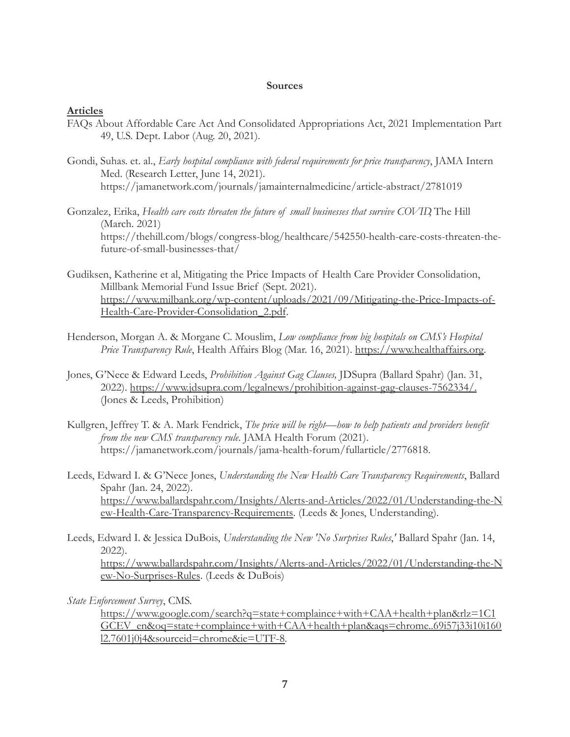**Sources**

**Articles**

FAQs About Affordable Care Act And Consolidated Appropriations Act, 2021 Implementation Part 49, U.S. Dept. Labor (Aug. 20, 2021).

Gondi, Suhas. et. al., *Early hospital compliance with federal requirements for price transparency*, JAMA Intern Med. (Research Letter, June 14, 2021). https://jamanetwork.com/journals/jamainternalmedicine/article-abstract/2781019

Gonzalez, Erika, *Health care costs threaten the future of small businesses that survive COVID*, The Hill (March. 2021) https://thehill.com/blogs/congress-blog/healthcare/542550-health-care-costs-threaten-the-future-of-small-businesses-that/

Gudiksen, Katherine et al, Mitigating the Price Impacts of Health Care Provider Consolidation, Millbank Memorial Fund Issue Brief (Sept. 2021). https://www.milbank.org/wp-content/uploads/2021/09/Mitigating-the-Price-Impacts-of-Health-Care-Provider-Consolidation_2.pdf.

Henderson, Morgan A. & Morgane C. Mouslim, *Low compliance from big hospitals on CMS's Hospital Price Transparency Rule*, Health Affairs Blog (Mar. 16, 2021). https://www.healthaffairs.org.

Jones, G'Nece & Edward Leeds, *Prohibition Against Gag Clauses,* JDSupra (Ballard Spahr) (Jan. 31, 2022). https://www.jdsupra.com/legalnews/prohibition-against-gag-clauses-7562334/. (Jones & Leeds, Prohibition)

Kullgren, Jeffrey T. & A. Mark Fendrick, *The price will be right—how to help patients and providers benefit from the new CMS transparency rule*. JAMA Health Forum (2021). https://jamanetwork.com/journals/jama-health-forum/fullarticle/2776818.

Leeds, Edward I. & G'Nece Jones, *Understanding the New Health Care Transparency Requirements*, Ballard Spahr (Jan. 24, 2022). https://www.ballardspahr.com/Insights/Alerts-and-Articles/2022/01/Understanding-the-New-Health-Care-Transparency-Requirements. (Leeds & Jones, Understanding).

Leeds, Edward I. & Jessica DuBois, *Understanding the New 'No Surprises Rules,'* Ballard Spahr (Jan. 14, 2022). https://www.ballardspahr.com/Insights/Alerts-and-Articles/2022/01/Understanding-the-New-No-Surprises-Rules. (Leeds & DuBois)

*State Enforcement Survey*, CMS. https://www.google.com/search?q=state+complaince+with+CAA+health+plan&rlz=1C1GCEV_en&oq=state+complaince+with+CAA+health+plan&aqs=chrome..69i57j33i10i160l2.7601j0j4&sourceid=chrome&ie=UTF-8.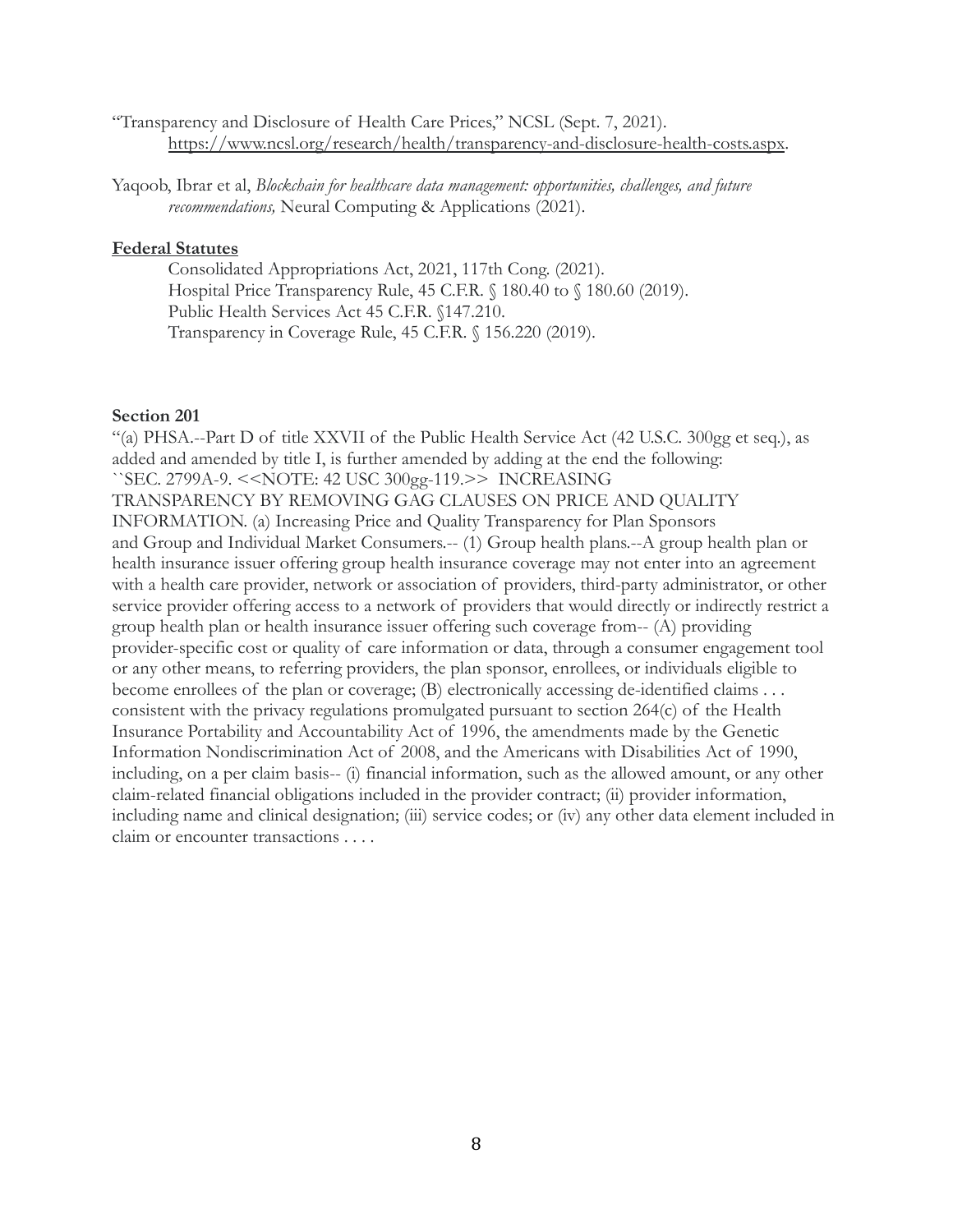"Transparency and Disclosure of Health Care Prices," NCSL (Sept. 7, 2021). https://www.ncsl.org/research/health/transparency-and-disclosure-health-costs.aspx.

Yaqoob, Ibrar et al, *Blockchain for healthcare data management: opportunities, challenges, and future recommendations,* Neural Computing & Applications (2021).

**Federal Statutes**

Consolidated Appropriations Act, 2021, 117th Cong. (2021).
Hospital Price Transparency Rule, 45 C.F.R. § 180.40 to § 180.60 (2019).
Public Health Services Act 45 C.F.R. §147.210.
Transparency in Coverage Rule, 45 C.F.R. § 156.220 (2019).

**Section 201**

"(a) PHSA.--Part D of title XXVII of the Public Health Service Act (42 U.S.C. 300gg et seq.), as added and amended by title I, is further amended by adding at the end the following: ``SEC. 2799A-9. <<NOTE: 42 USC 300gg-119.>> INCREASING TRANSPARENCY BY REMOVING GAG CLAUSES ON PRICE AND QUALITY INFORMATION. (a) Increasing Price and Quality Transparency for Plan Sponsors and Group and Individual Market Consumers.-- (1) Group health plans.--A group health plan or health insurance issuer offering group health insurance coverage may not enter into an agreement with a health care provider, network or association of providers, third-party administrator, or other service provider offering access to a network of providers that would directly or indirectly restrict a group health plan or health insurance issuer offering such coverage from-- (A) providing provider-specific cost or quality of care information or data, through a consumer engagement tool or any other means, to referring providers, the plan sponsor, enrollees, or individuals eligible to become enrollees of the plan or coverage; (B) electronically accessing de-identified claims . . . consistent with the privacy regulations promulgated pursuant to section 264(c) of the Health Insurance Portability and Accountability Act of 1996, the amendments made by the Genetic Information Nondiscrimination Act of 2008, and the Americans with Disabilities Act of 1990, including, on a per claim basis-- (i) financial information, such as the allowed amount, or any other claim-related financial obligations included in the provider contract; (ii) provider information, including name and clinical designation; (iii) service codes; or (iv) any other data element included in claim or encounter transactions . . . .